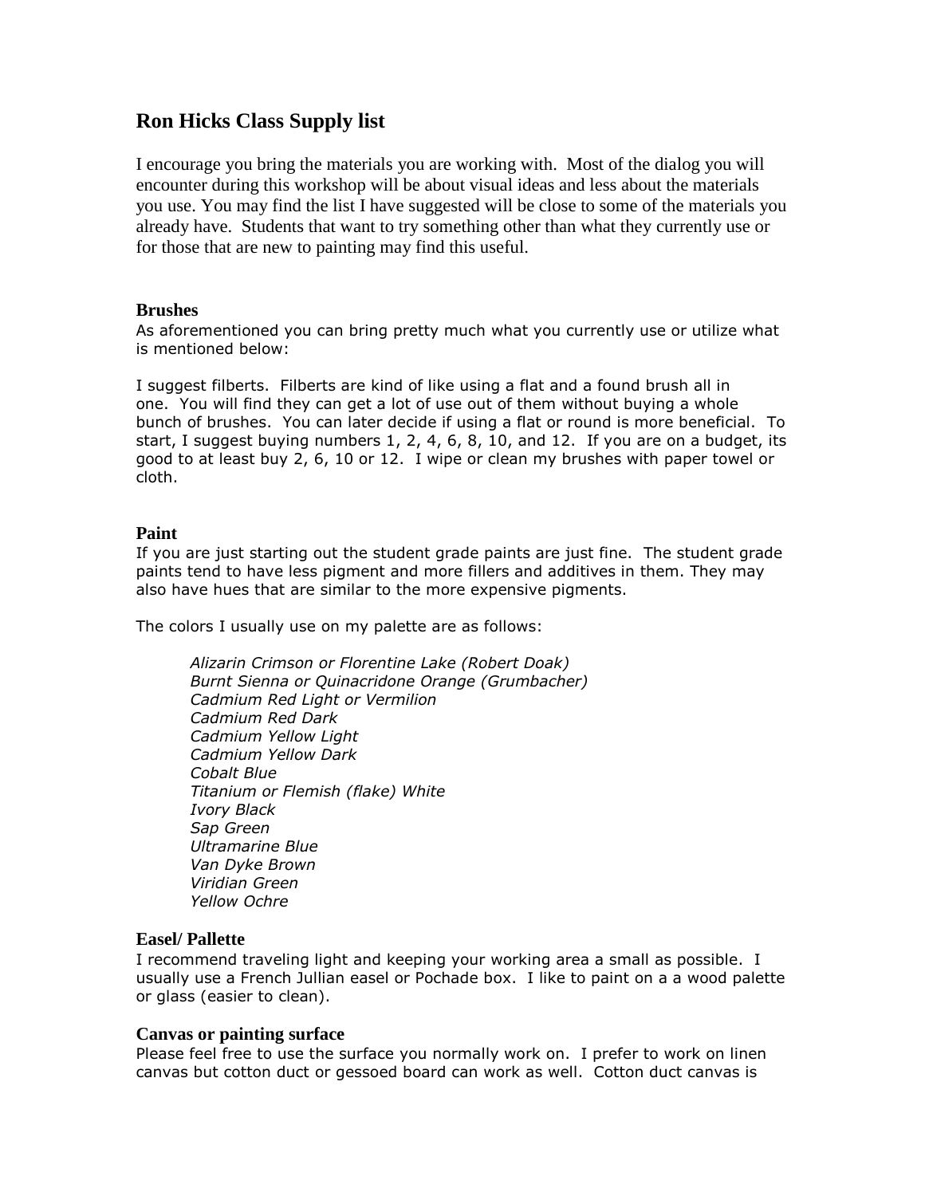# Ron Hicks Class Supply list

I encourage you bring the materials you are working with. Most of the dialog you will encounter during this workshop will be about visual ideas and less about the materials you use. You may find the list I have suggested will be close to some of the materials you already have. Students that want to try something other than what they currently use or for those that are new to painting may find this useful.

### Brushes

As aforementioned you can bring pretty much what you currently use or utilize what is mentioned below:

I suggest filberts. Filberts are kind of like using a flat and a found brush all in one. You will find they can get a lot of use out of them without buying a whole bunch of brushes. You can later decide if using a flat or round is more beneficial. To start, I suggest buying numbers 1, 2, 4, 6, 8, 10, and 12. If you are on a budget, its good to at least buy 2, 6, 10 or 12. I wipe or clean my brushes with paper towel or cloth.

### Paint

If you are just starting out the student grade paints are just fine. The student grade paints tend to have less pigment and more fillers and additives in them. They may also have hues that are similar to the more expensive pigments.

The colors I usually use on my palette are as follows:

*Alizarin Crimson or Florentine Lake (Robert Doak)*
*Burnt Sienna or Quinacridone Orange (Grumbacher)*
*Cadmium Red Light or Vermilion*
*Cadmium Red Dark*
*Cadmium Yellow Light*
*Cadmium Yellow Dark*
*Cobalt Blue*
*Titanium or Flemish (flake) White*
*Ivory Black*
*Sap Green*
*Ultramarine Blue*
*Van Dyke Brown*
*Viridian Green*
*Yellow Ochre*

### Easel/ Pallette

I recommend traveling light and keeping your working area a small as possible. I usually use a French Jullian easel or Pochade box. I like to paint on a a wood palette or glass (easier to clean).

### Canvas or painting surface

Please feel free to use the surface you normally work on. I prefer to work on linen canvas but cotton duct or gessoed board can work as well. Cotton duct canvas is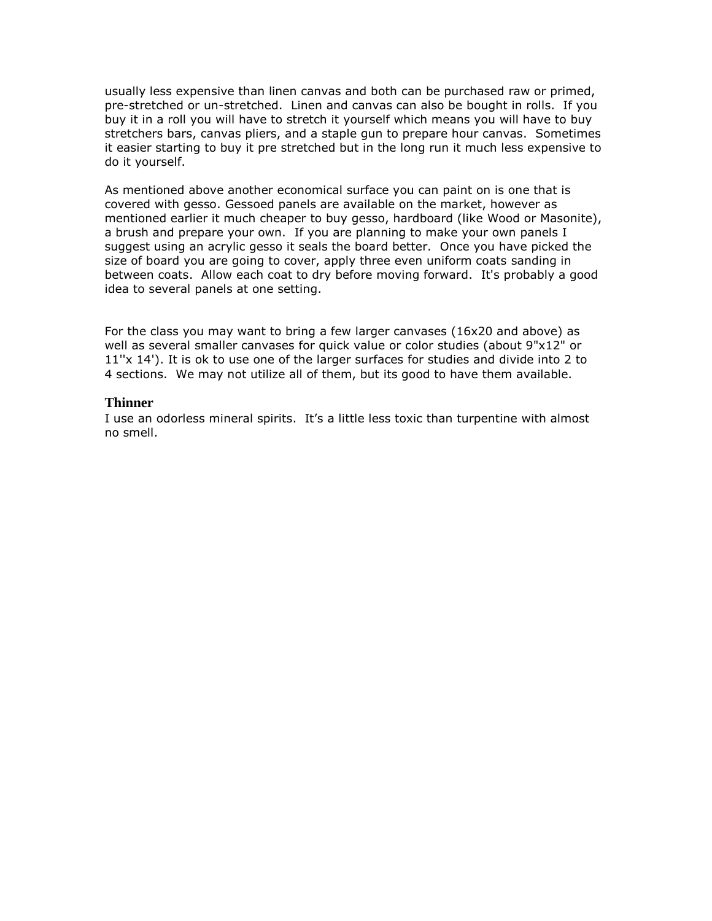usually less expensive than linen canvas and both can be purchased raw or primed, pre-stretched or un-stretched. Linen and canvas can also be bought in rolls. If you buy it in a roll you will have to stretch it yourself which means you will have to buy stretchers bars, canvas pliers, and a staple gun to prepare hour canvas. Sometimes it easier starting to buy it pre stretched but in the long run it much less expensive to do it yourself.

As mentioned above another economical surface you can paint on is one that is covered with gesso. Gessoed panels are available on the market, however as mentioned earlier it much cheaper to buy gesso, hardboard (like Wood or Masonite), a brush and prepare your own. If you are planning to make your own panels I suggest using an acrylic gesso it seals the board better. Once you have picked the size of board you are going to cover, apply three even uniform coats sanding in between coats. Allow each coat to dry before moving forward. It's probably a good idea to several panels at one setting.

For the class you may want to bring a few larger canvases (16x20 and above) as well as several smaller canvases for quick value or color studies (about 9"x12" or 11''x 14'). It is ok to use one of the larger surfaces for studies and divide into 2 to 4 sections. We may not utilize all of them, but its good to have them available.

### Thinner

I use an odorless mineral spirits. It's a little less toxic than turpentine with almost no smell.